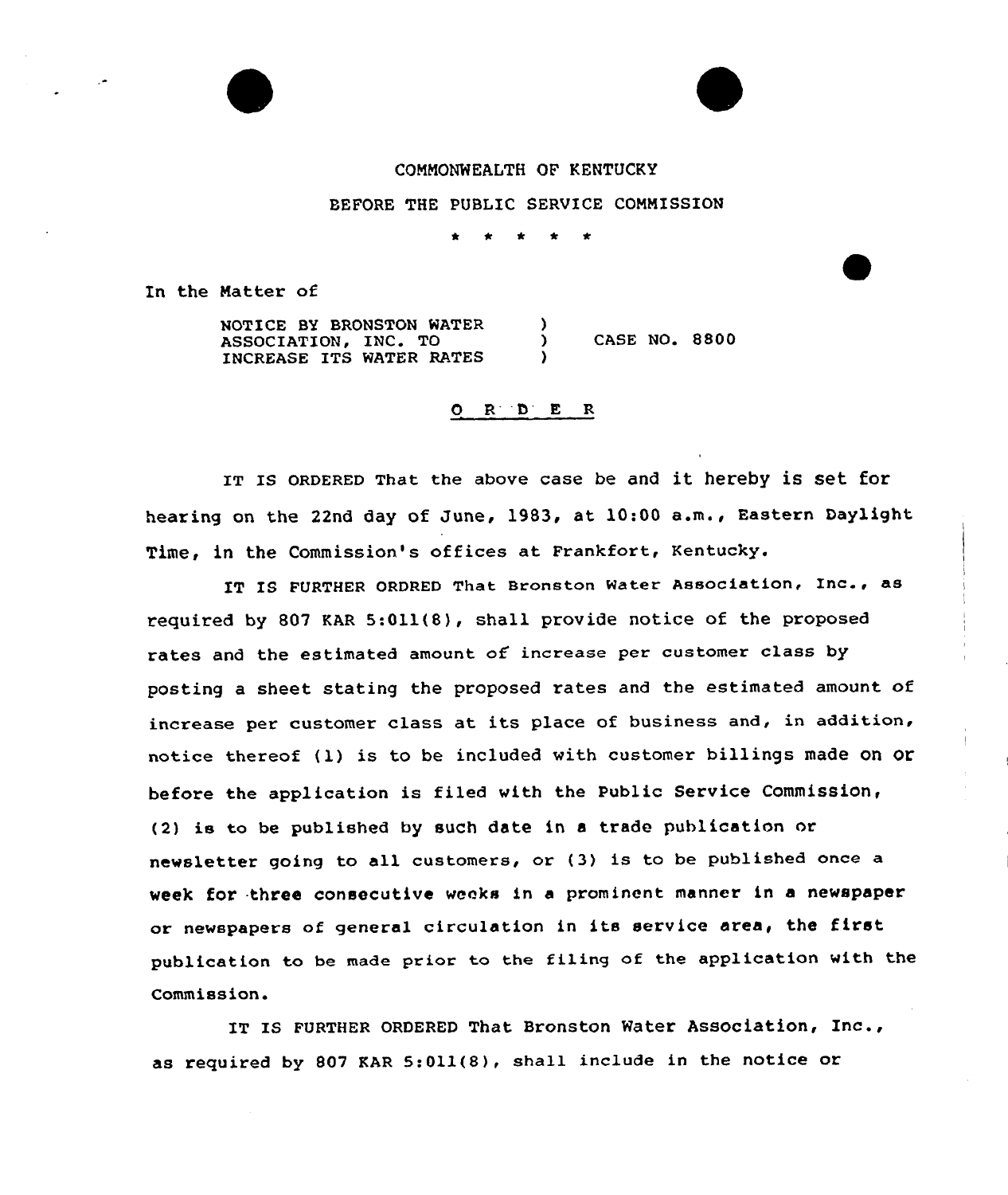COMMONWEALTH OF KENTUCKY

BEFORE THE PUBLIC SERVICE COMMISSION

\* \* \* \* \*

In the Matter of

| | | |
|---|---|---|
| NOTICE BY BRONSTON WATER ASSOCIATION, INC. TO INCREASE ITS WATER RATES | ) ) ) | CASE NO. 8800 |

O R D E R

IT IS ORDERED That the above case be and it hereby is set for hearing on the 22nd day of June, 1983, at 10:00 a.m., Eastern Daylight Time, in the Commission's offices at Frankfort, Kentucky.

IT IS FURTHER ORDRED That Bronston Water Association, Inc., as required by 807 KAR 5:011(8), shall provide notice of the proposed rates and the estimated amount of increase per customer class by posting a sheet stating the proposed rates and the estimated amount of increase per customer class at its place of business and, in addition, notice thereof (1) is to be included with customer billings made on or before the application is filed with the Public Service Commission, (2) is to be published by such date in a trade publication or newsletter going to all customers, or (3) is to be published once a week for three consecutive weeks in a prominent manner in a newspaper or newspapers of general circulation in its service area, the first publication to be made prior to the filing of the application with the Commission.

IT IS FURTHER ORDERED That Bronston Water Association, Inc., as required by 807 KAR 5:011(8), shall include in the notice or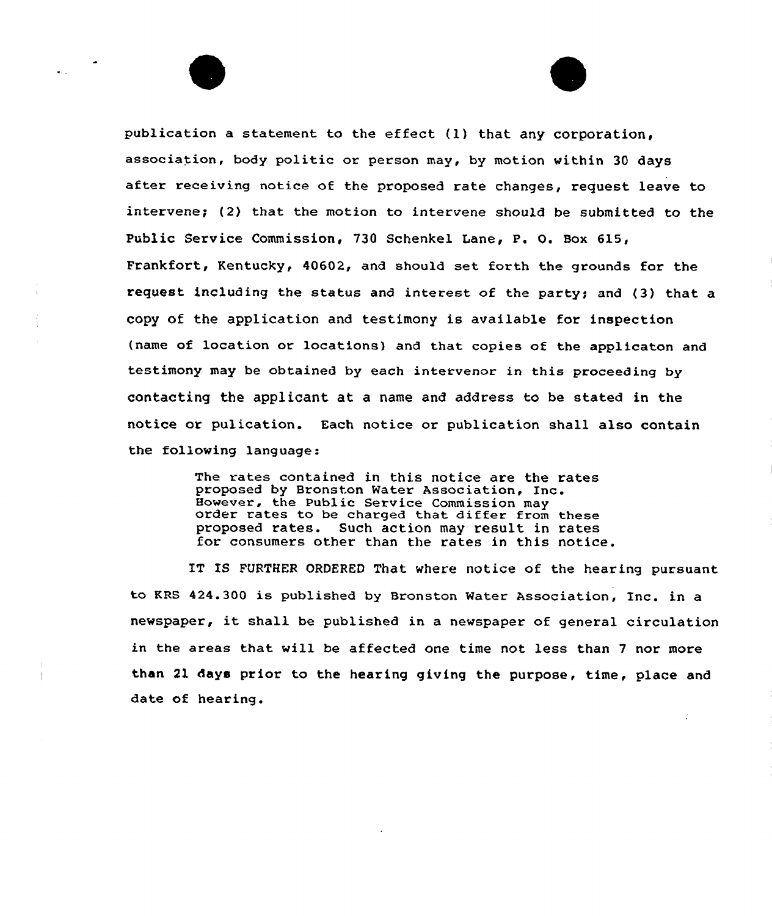publication a statement to the effect (1) that any corporation, association, body politic or person may, by motion within 30 days after receiving notice of the proposed rate changes, request leave to intervene; (2) that the motion to intervene should be submitted to the Public Service Commission, 730 Schenkel Lane, P. O. Box 615, Frankfort, Kentucky, 40602, and should set forth the grounds for the request including the status and interest of the party; and (3) that a copy of the application and testimony is available for inspection (name of location or locations) and that copies of the applicaton and testimony may be obtained by each intervenor in this proceeding by contacting the applicant at a name and address to be stated in the notice or pulication. Each notice or publication shall also contain the following language:

> The rates contained in this notice are the rates proposed by Bronston Water Association, Inc. However, the Public Service Commission may order rates to be charged that differ from these proposed rates. Such action may result in rates for consumers other than the rates in this notice.

IT IS FURTHER ORDERED That where notice of the hearing pursuant to KRS 424.300 is published by Bronston Water Association, Inc. in a newspaper, it shall be published in a newspaper of general circulation in the areas that will be affected one time not less than 7 nor more than 21 days prior to the hearing giving the purpose, time, place and date of hearing.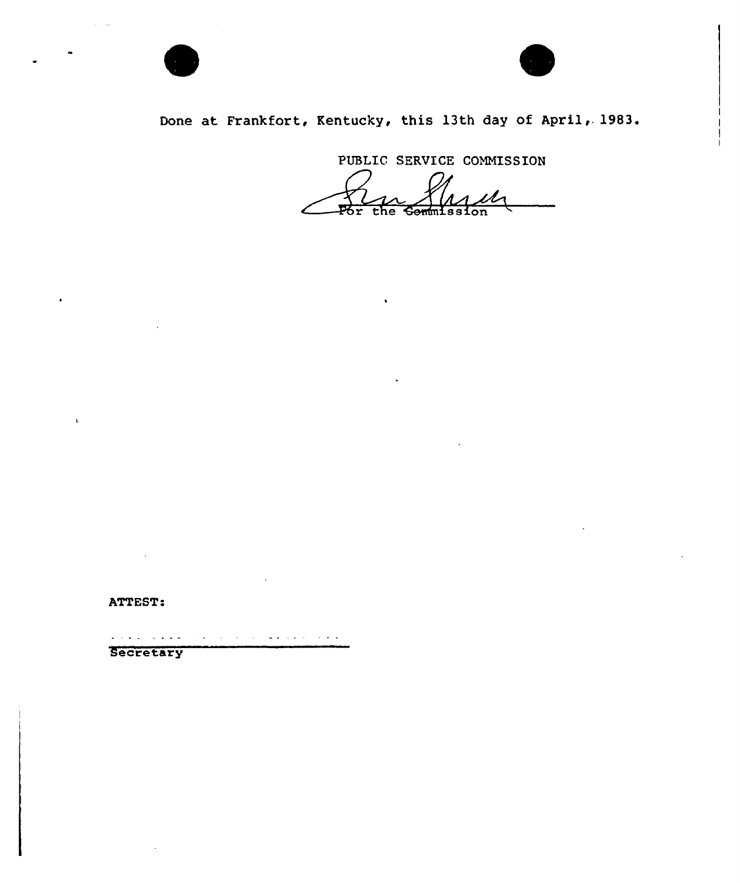Done at Frankfort, Kentucky, this 13th day of April, 1983.

PUBLIC SERVICE COMMISSION

For the Commission

ATTEST:

Secretary